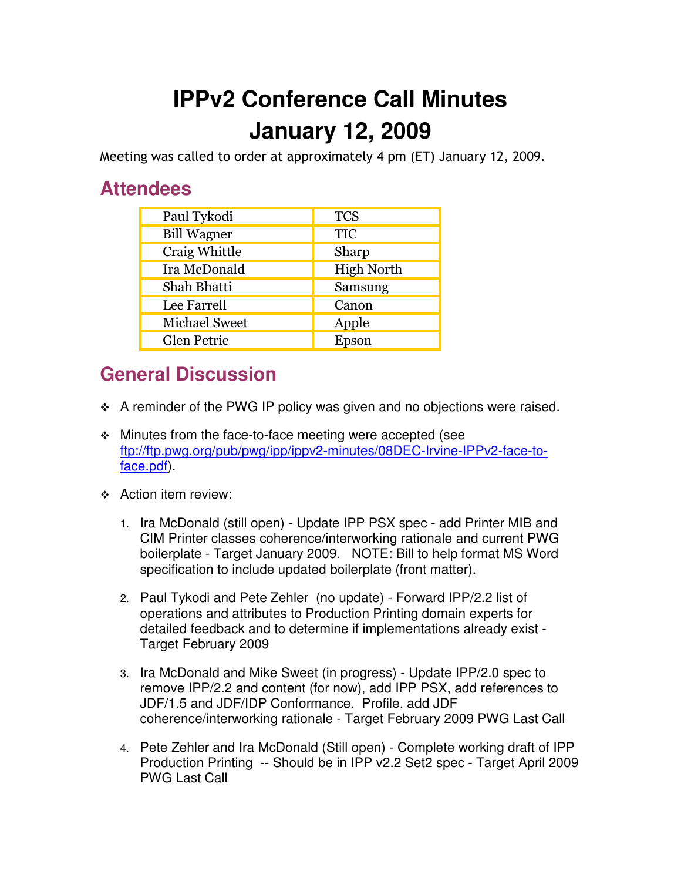# IPPv2 Conference Call Minutes
# January 12, 2009

Meeting was called to order at approximately 4 pm (ET) January 12, 2009.

## Attendees

| | |
|---|---|
| Paul Tykodi | TCS |
| Bill Wagner | TIC |
| Craig Whittle | Sharp |
| Ira McDonald | High North |
| Shah Bhatti | Samsung |
| Lee Farrell | Canon |
| Michael Sweet | Apple |
| Glen Petrie | Epson |

## General Discussion

- A reminder of the PWG IP policy was given and no objections were raised.
- Minutes from the face-to-face meeting were accepted (see [ftp://ftp.pwg.org/pub/pwg/ipp/ippv2-minutes/08DEC-Irvine-IPPv2-face-to-face.pdf](ftp://ftp.pwg.org/pub/pwg/ipp/ippv2-minutes/08DEC-Irvine-IPPv2-face-to-face.pdf)).
- Action item review:
  1. Ira McDonald (still open) - Update IPP PSX spec - add Printer MIB and CIM Printer classes coherence/interworking rationale and current PWG boilerplate - Target January 2009. NOTE: Bill to help format MS Word specification to include updated boilerplate (front matter).
  2. Paul Tykodi and Pete Zehler (no update) - Forward IPP/2.2 list of operations and attributes to Production Printing domain experts for detailed feedback and to determine if implementations already exist - Target February 2009
  3. Ira McDonald and Mike Sweet (in progress) - Update IPP/2.0 spec to remove IPP/2.2 and content (for now), add IPP PSX, add references to JDF/1.5 and JDF/IDP Conformance. Profile, add JDF coherence/interworking rationale - Target February 2009 PWG Last Call
  4. Pete Zehler and Ira McDonald (Still open) - Complete working draft of IPP Production Printing -- Should be in IPP v2.2 Set2 spec - Target April 2009 PWG Last Call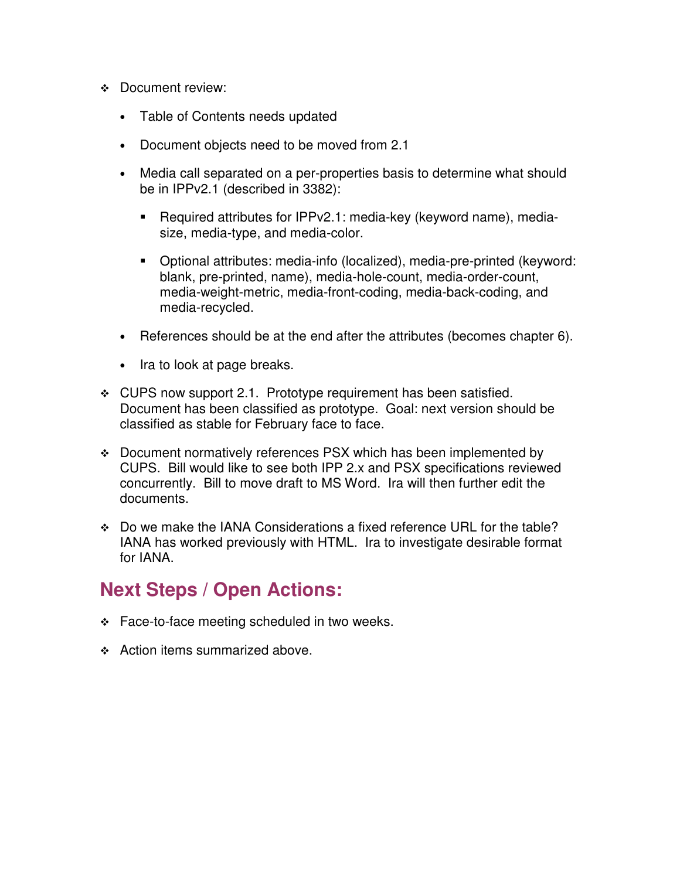- Document review:
  - Table of Contents needs updated
  - Document objects need to be moved from 2.1
  - Media call separated on a per-properties basis to determine what should be in IPPv2.1 (described in 3382):
    - Required attributes for IPPv2.1: media-key (keyword name), media-size, media-type, and media-color.
    - Optional attributes: media-info (localized), media-pre-printed (keyword: blank, pre-printed, name), media-hole-count, media-order-count, media-weight-metric, media-front-coding, media-back-coding, and media-recycled.
  - References should be at the end after the attributes (becomes chapter 6).
  - Ira to look at page breaks.
- CUPS now support 2.1. Prototype requirement has been satisfied. Document has been classified as prototype. Goal: next version should be classified as stable for February face to face.
- Document normatively references PSX which has been implemented by CUPS. Bill would like to see both IPP 2.x and PSX specifications reviewed concurrently. Bill to move draft to MS Word. Ira will then further edit the documents.
- Do we make the IANA Considerations a fixed reference URL for the table? IANA has worked previously with HTML. Ira to investigate desirable format for IANA.

## Next Steps / Open Actions:

- Face-to-face meeting scheduled in two weeks.
- Action items summarized above.